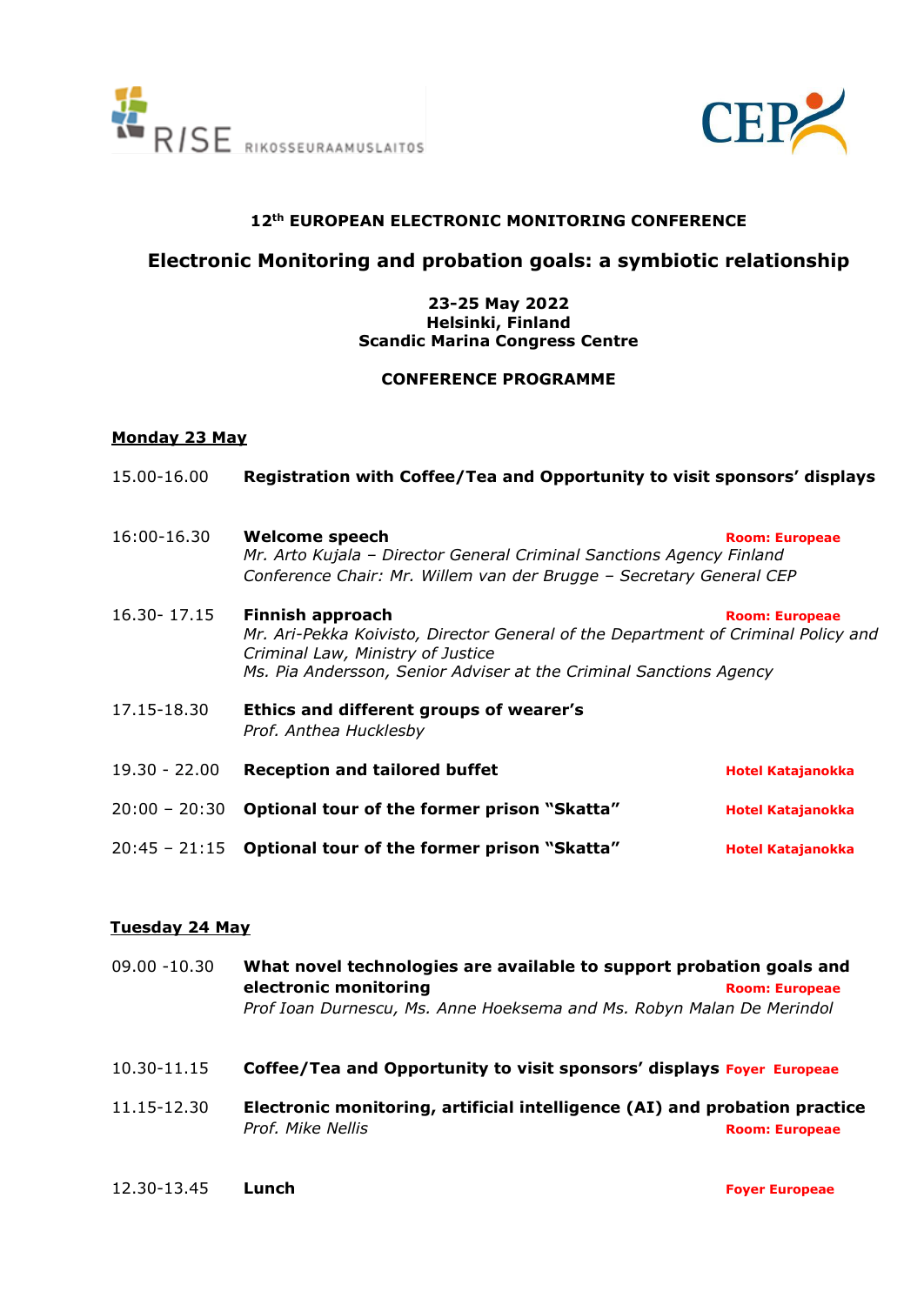RISE RIKOSSEURAAMUSLAITOS

CEP

**12th EUROPEAN ELECTRONIC MONITORING CONFERENCE**

## Electronic Monitoring and probation goals: a symbiotic relationship

**23-25 May 2022**
**Helsinki, Finland**
**Scandic Marina Congress Centre**

**CONFERENCE PROGRAMME**

### Monday 23 May

15.00-16.00 **Registration with Coffee/Tea and Opportunity to visit sponsors' displays**

16:00-16.30 **Welcome speech** — **Room: Europeae**
*Mr. Arto Kujala – Director General Criminal Sanctions Agency Finland*
*Conference Chair: Mr. Willem van der Brugge – Secretary General CEP*

16.30- 17.15 **Finnish approach** — **Room: Europeae**
*Mr. Ari-Pekka Koivisto, Director General of the Department of Criminal Policy and Criminal Law, Ministry of Justice*
*Ms. Pia Andersson, Senior Adviser at the Criminal Sanctions Agency*

17.15-18.30 **Ethics and different groups of wearer's**
*Prof. Anthea Hucklesby*

19.30 - 22.00 **Reception and tailored buffet** — **Hotel Katajanokka**

20:00 – 20:30 **Optional tour of the former prison "Skatta"** — **Hotel Katajanokka**

20:45 – 21:15 **Optional tour of the former prison "Skatta"** — **Hotel Katajanokka**

### Tuesday 24 May

09.00 -10.30 **What novel technologies are available to support probation goals and electronic monitoring** — **Room: Europeae**
*Prof Ioan Durnescu, Ms. Anne Hoeksema and Ms. Robyn Malan De Merindol*

10.30-11.15 **Coffee/Tea and Opportunity to visit sponsors' displays** — **Foyer Europeae**

11.15-12.30 **Electronic monitoring, artificial intelligence (AI) and probation practice** — **Room: Europeae**
*Prof. Mike Nellis*

12.30-13.45 **Lunch** — **Foyer Europeae**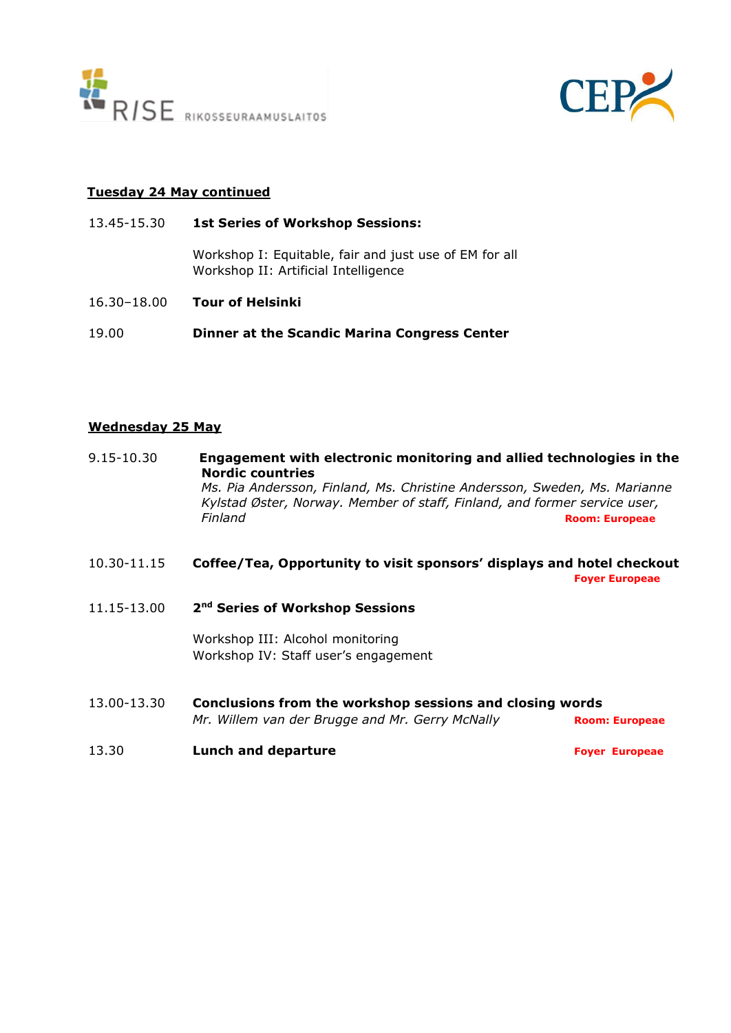RISE RIKOSSEURAAMUSLAITOS

CEP

**Tuesday 24 May continued**

13.45-15.30 **1st Series of Workshop Sessions:**

Workshop I: Equitable, fair and just use of EM for all
Workshop II: Artificial Intelligence

16.30–18.00 **Tour of Helsinki**

19.00 **Dinner at the Scandic Marina Congress Center**

**Wednesday 25 May**

9.15-10.30 **Engagement with electronic monitoring and allied technologies in the Nordic countries**
*Ms. Pia Andersson, Finland, Ms. Christine Andersson, Sweden, Ms. Marianne Kylstad Øster, Norway. Member of staff, Finland, and former service user, Finland*
**Room: Europeae**

10.30-11.15 **Coffee/Tea, Opportunity to visit sponsors' displays and hotel checkout**
**Foyer Europeae**

11.15-13.00 **2nd Series of Workshop Sessions**

Workshop III: Alcohol monitoring
Workshop IV: Staff user's engagement

13.00-13.30 **Conclusions from the workshop sessions and closing words**
*Mr. Willem van der Brugge and Mr. Gerry McNally*
**Room: Europeae**

13.30 **Lunch and departure**
**Foyer Europeae**